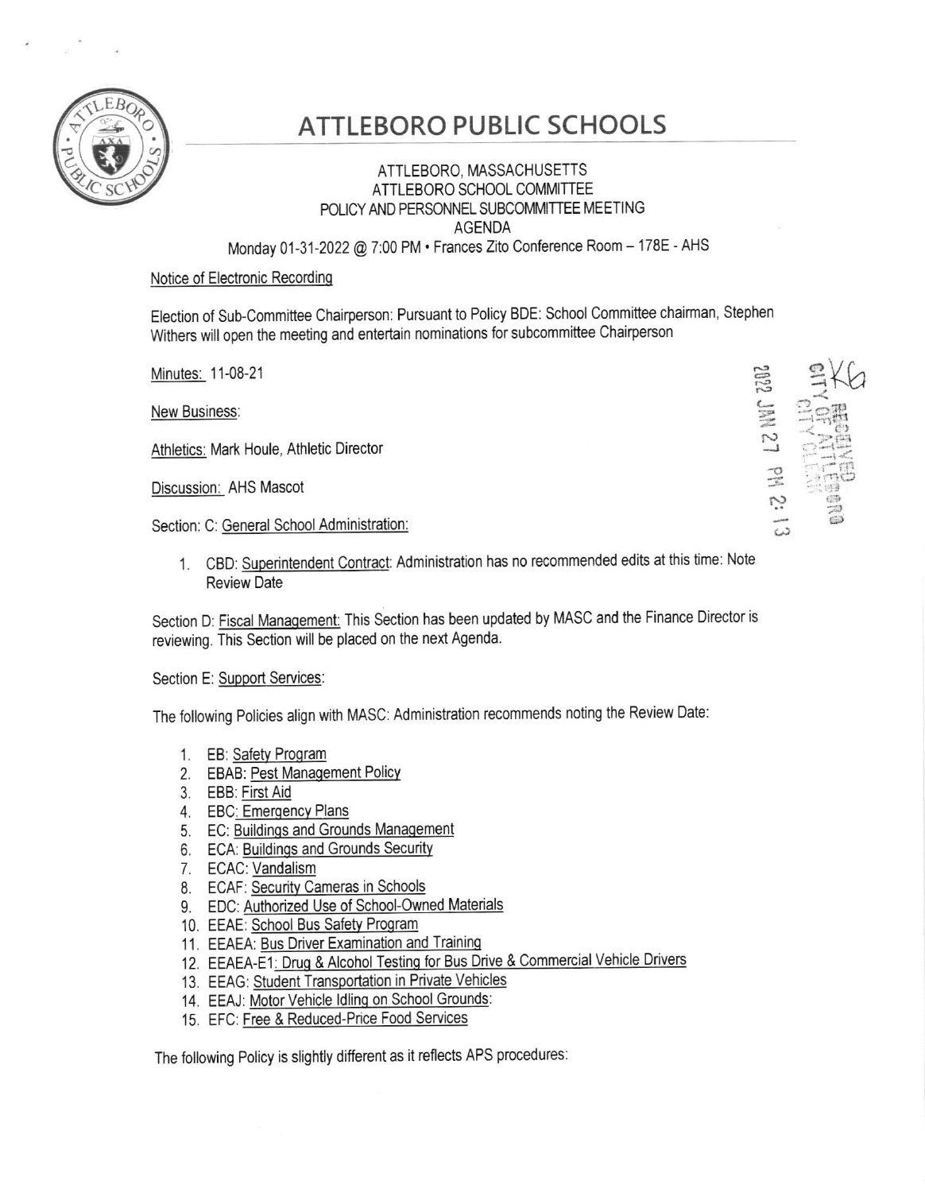# ATTLEBORO PUBLIC SCHOOLS

ATTLEBORO, MASSACHUSETTS
ATTLEBORO SCHOOL COMMITTEE
POLICY AND PERSONNEL SUBCOMMITTEE MEETING
AGENDA
Monday 01-31-2022 @ 7:00 PM • Frances Zito Conference Room – 178E - AHS

Notice of Electronic Recording

Election of Sub-Committee Chairperson: Pursuant to Policy BDE: School Committee chairman, Stephen Withers will open the meeting and entertain nominations for subcommittee Chairperson

Minutes: 11-08-21

New Business:

Athletics: Mark Houle, Athletic Director

Discussion: AHS Mascot

Section: C: General School Administration:

1. CBD: Superintendent Contract: Administration has no recommended edits at this time: Note Review Date

Section D: Fiscal Management: This Section has been updated by MASC and the Finance Director is reviewing. This Section will be placed on the next Agenda.

Section E: Support Services:

The following Policies align with MASC: Administration recommends noting the Review Date:

1. EB: Safety Program
2. EBAB: Pest Management Policy
3. EBB: First Aid
4. EBC: Emergency Plans
5. EC: Buildings and Grounds Management
6. ECA: Buildings and Grounds Security
7. ECAC: Vandalism
8. ECAF: Security Cameras in Schools
9. EDC: Authorized Use of School-Owned Materials
10. EEAE: School Bus Safety Program
11. EEAEA: Bus Driver Examination and Training
12. EEAEA-E1: Drug & Alcohol Testing for Bus Drive & Commercial Vehicle Drivers
13. EEAG: Student Transportation in Private Vehicles
14. EEAJ: Motor Vehicle Idling on School Grounds:
15. EFC: Free & Reduced-Price Food Services

The following Policy is slightly different as it reflects APS procedures: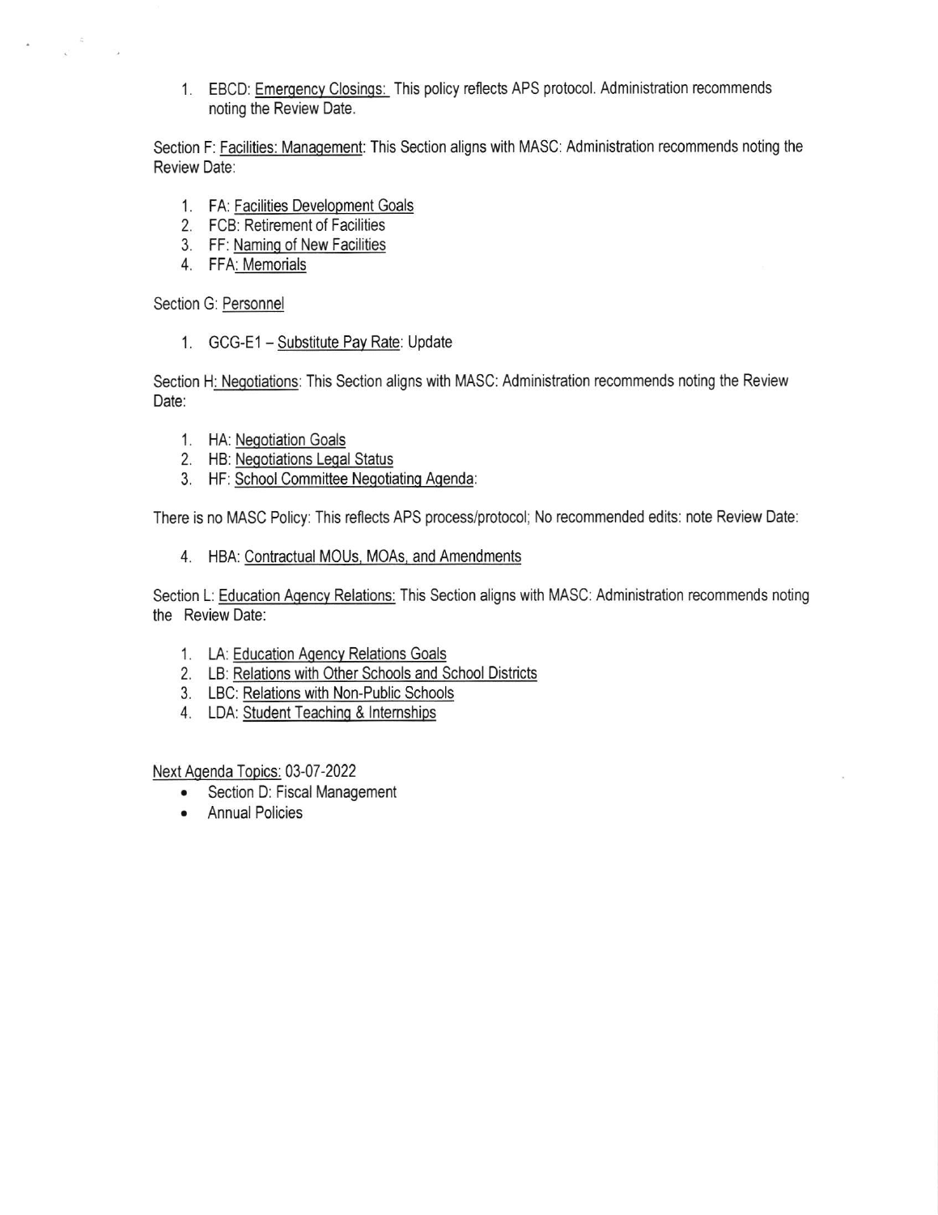1. EBCD: Emergency Closings: This policy reflects APS protocol. Administration recommends noting the Review Date.

Section F: Facilities: Management: This Section aligns with MASC: Administration recommends noting the Review Date:

1. FA: Facilities Development Goals
2. FCB: Retirement of Facilities
3. FF: Naming of New Facilities
4. FFA: Memorials

Section G: Personnel

1. GCG-E1 – Substitute Pay Rate: Update

Section H: Negotiations: This Section aligns with MASC: Administration recommends noting the Review Date:

1. HA: Negotiation Goals
2. HB: Negotiations Legal Status
3. HF: School Committee Negotiating Agenda:

There is no MASC Policy: This reflects APS process/protocol; No recommended edits: note Review Date:

4. HBA: Contractual MOUs, MOAs, and Amendments

Section L: Education Agency Relations: This Section aligns with MASC: Administration recommends noting the Review Date:

1. LA: Education Agency Relations Goals
2. LB: Relations with Other Schools and School Districts
3. LBC: Relations with Non-Public Schools
4. LDA: Student Teaching & Internships

Next Agenda Topics: 03-07-2022

- Section D: Fiscal Management
- Annual Policies